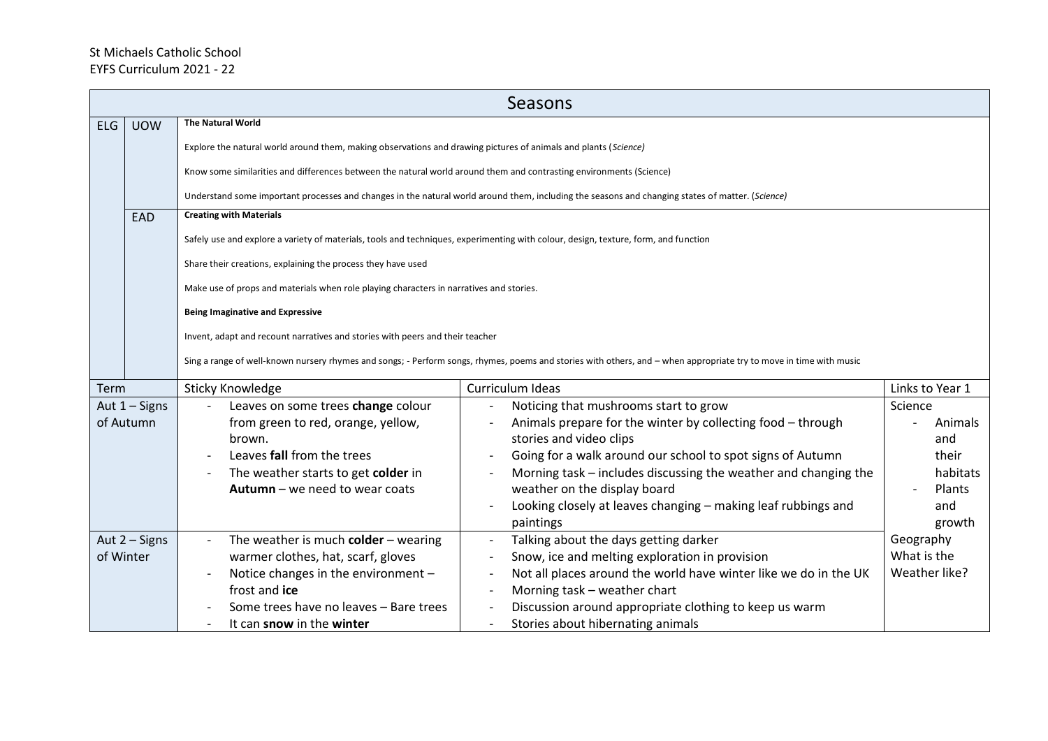St Michaels Catholic School
EYFS Curriculum 2021 - 22

## Seasons

| ELG | | |
|---|---|---|
| | UOW | **The Natural World**<br><br>Explore the natural world around them, making observations and drawing pictures of animals and plants (*Science)*<br><br>Know some similarities and differences between the natural world around them and contrasting environments (Science)<br><br>Understand some important processes and changes in the natural world around them, including the seasons and changing states of matter. (*Science)* |
| | EAD | **Creating with Materials**<br><br>Safely use and explore a variety of materials, tools and techniques, experimenting with colour, design, texture, form, and function<br><br>Share their creations, explaining the process they have used<br><br>Make use of props and materials when role playing characters in narratives and stories.<br><br>**Being Imaginative and Expressive**<br><br>Invent, adapt and recount narratives and stories with peers and their teacher<br><br>Sing a range of well-known nursery rhymes and songs; - Perform songs, rhymes, poems and stories with others, and – when appropriate try to move in time with music |

| Term | Sticky Knowledge | Curriculum Ideas | Links to Year 1 |
|---|---|---|---|
| Aut 1 – Signs of Autumn | - Leaves on some trees **change** colour from green to red, orange, yellow, brown.<br>- Leaves **fall** from the trees<br>- The weather starts to get **colder** in **Autumn** – we need to wear coats | - Noticing that mushrooms start to grow<br>- Animals prepare for the winter by collecting food – through stories and video clips<br>- Going for a walk around our school to spot signs of Autumn<br>- Morning task – includes discussing the weather and changing the weather on the display board<br>- Looking closely at leaves changing – making leaf rubbings and paintings | Science<br>- Animals and their habitats<br>- Plants and growth |
| Aut 2 – Signs of Winter | - The weather is much **colder** – wearing warmer clothes, hat, scarf, gloves<br>- Notice changes in the environment – frost and **ice**<br>- Some trees have no leaves – Bare trees<br>- It can **snow** in the **winter** | - Talking about the days getting darker<br>- Snow, ice and melting exploration in provision<br>- Not all places around the world have winter like we do in the UK<br>- Morning task – weather chart<br>- Discussion around appropriate clothing to keep us warm<br>- Stories about hibernating animals | Geography<br>What is the Weather like? |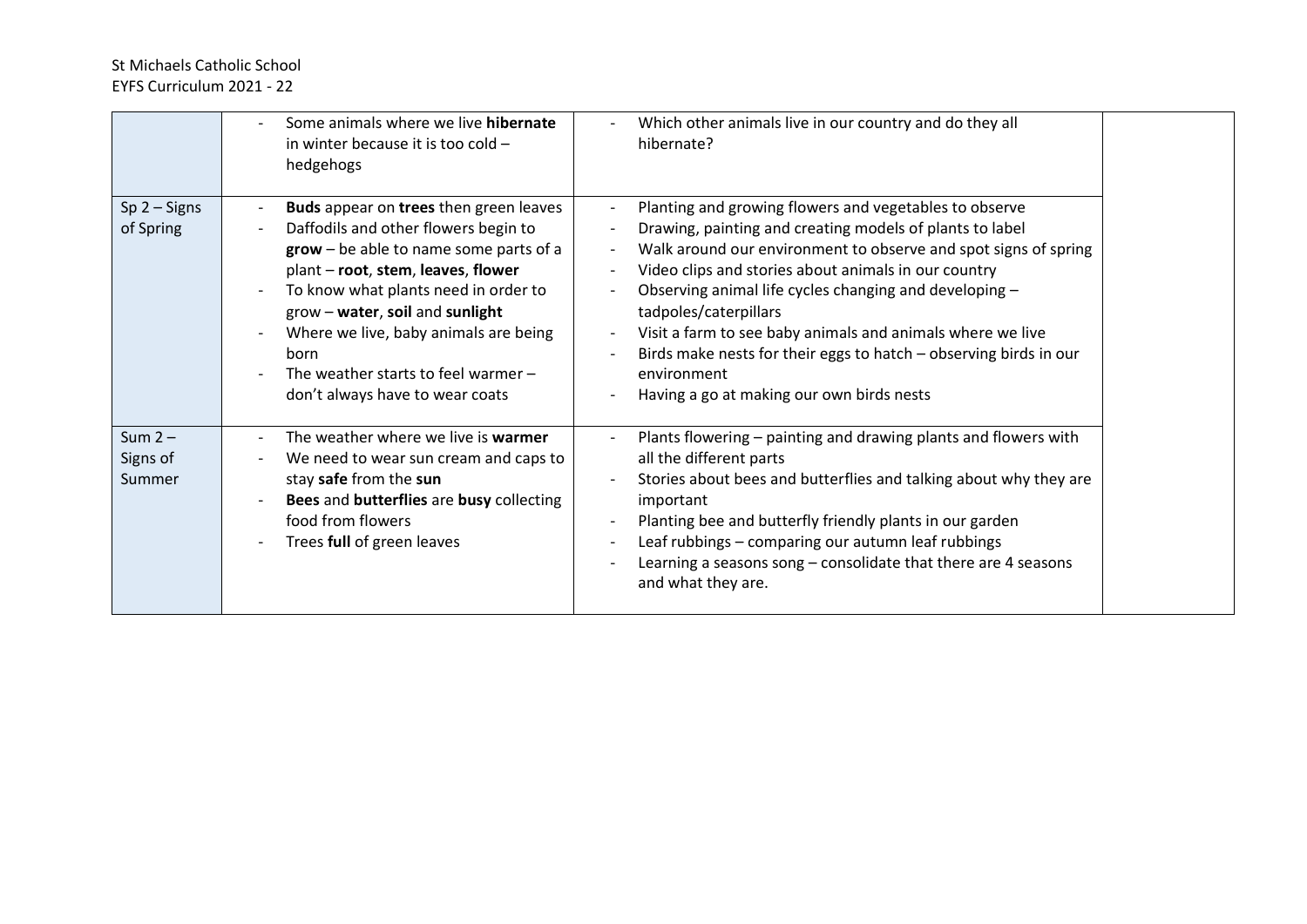St Michaels Catholic School
EYFS Curriculum 2021 - 22

| | | | |
|---|---|---|---|
| | - Some animals where we live **hibernate** in winter because it is too cold – hedgehogs | - Which other animals live in our country and do they all hibernate? | |
| Sp 2 – Signs of Spring | - **Buds** appear on **trees** then green leaves<br>- Daffodils and other flowers begin to **grow** – be able to name some parts of a plant – **root**, **stem**, **leaves**, **flower**<br>- To know what plants need in order to grow – **water**, **soil** and **sunlight**<br>- Where we live, baby animals are being born<br>- The weather starts to feel warmer – don't always have to wear coats | - Planting and growing flowers and vegetables to observe<br>- Drawing, painting and creating models of plants to label<br>- Walk around our environment to observe and spot signs of spring<br>- Video clips and stories about animals in our country<br>- Observing animal life cycles changing and developing – tadpoles/caterpillars<br>- Visit a farm to see baby animals and animals where we live<br>- Birds make nests for their eggs to hatch – observing birds in our environment<br>- Having a go at making our own birds nests | |
| Sum 2 – Signs of Summer | - The weather where we live is **warmer**<br>- We need to wear sun cream and caps to stay **safe** from the **sun**<br>- **Bees** and **butterflies** are **busy** collecting food from flowers<br>- Trees **full** of green leaves | - Plants flowering – painting and drawing plants and flowers with all the different parts<br>- Stories about bees and butterflies and talking about why they are important<br>- Planting bee and butterfly friendly plants in our garden<br>- Leaf rubbings – comparing our autumn leaf rubbings<br>- Learning a seasons song – consolidate that there are 4 seasons and what they are. | |